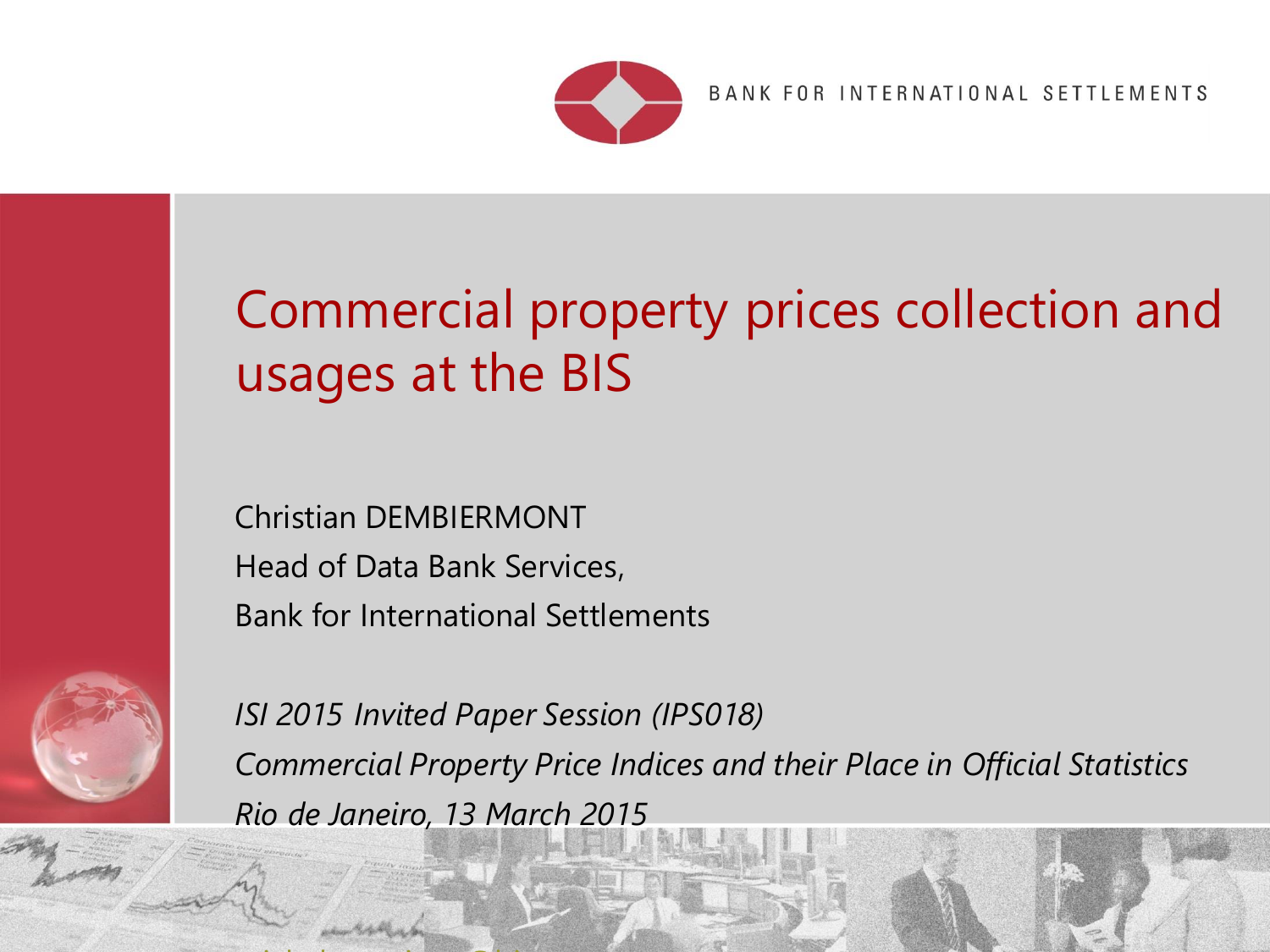BANK FOR INTERNATIONAL SETTLEMENTS

# Commercial property prices collection and usages at the BIS

Christian DEMBIERMONT
Head of Data Bank Services,
Bank for International Settlements

*ISI 2015 Invited Paper Session (IPS018)*
*Commercial Property Price Indices and their Place in Official Statistics*
*Rio de Janeiro, 13 March 2015*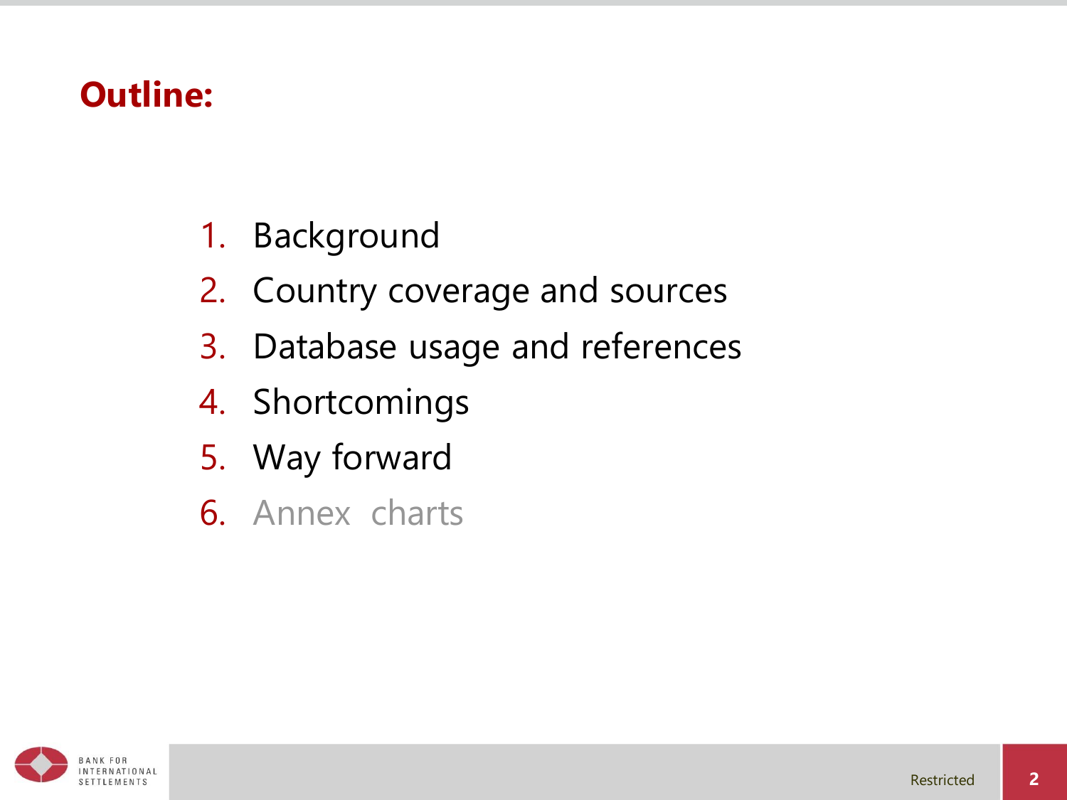# Outline:

1. Background
2. Country coverage and sources
3. Database usage and references
4. Shortcomings
5. Way forward
6. Annex charts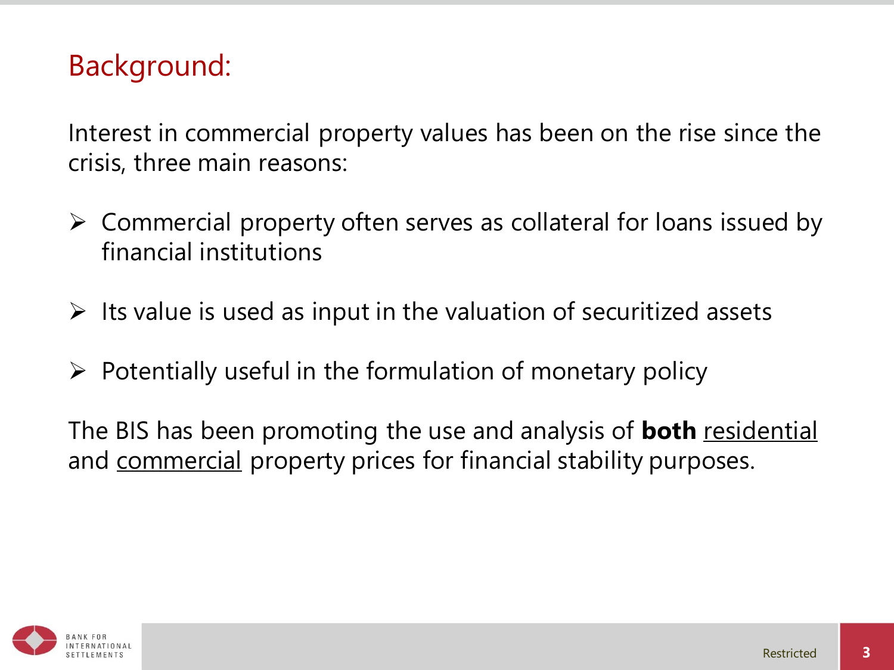## Background:

Interest in commercial property values has been on the rise since the crisis, three main reasons:

- Commercial property often serves as collateral for loans issued by financial institutions
- Its value is used as input in the valuation of securitized assets
- Potentially useful in the formulation of monetary policy

The BIS has been promoting the use and analysis of **both** <u>residential</u> and <u>commercial</u> property prices for financial stability purposes.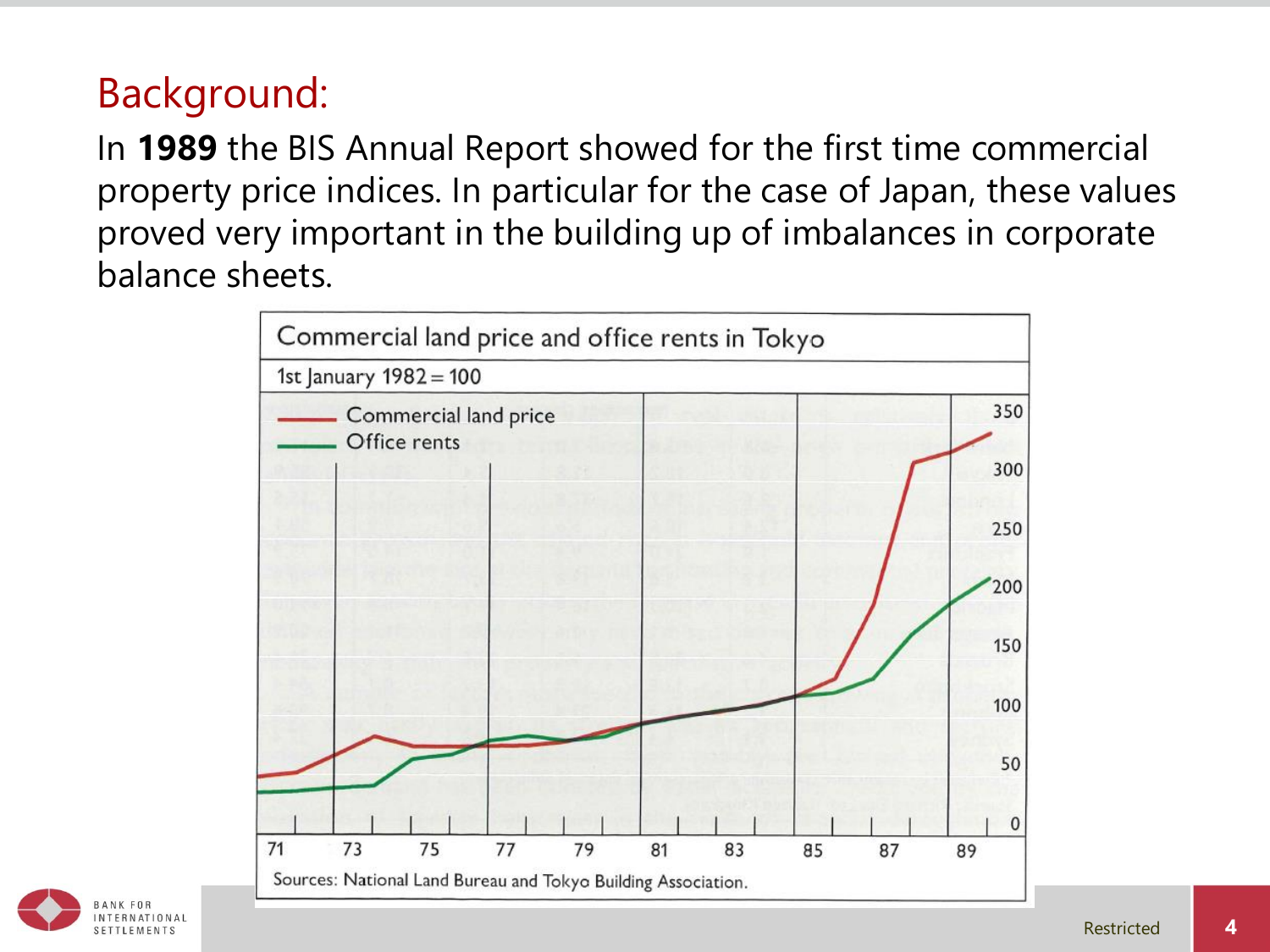## Background:

In **1989** the BIS Annual Report showed for the first time commercial property price indices. In particular for the case of Japan, these values proved very important in the building up of imbalances in corporate balance sheets.

Commercial land price and office rents in Tokyo

1st January 1982 = 100

Sources: National Land Bureau and Tokyo Building Association.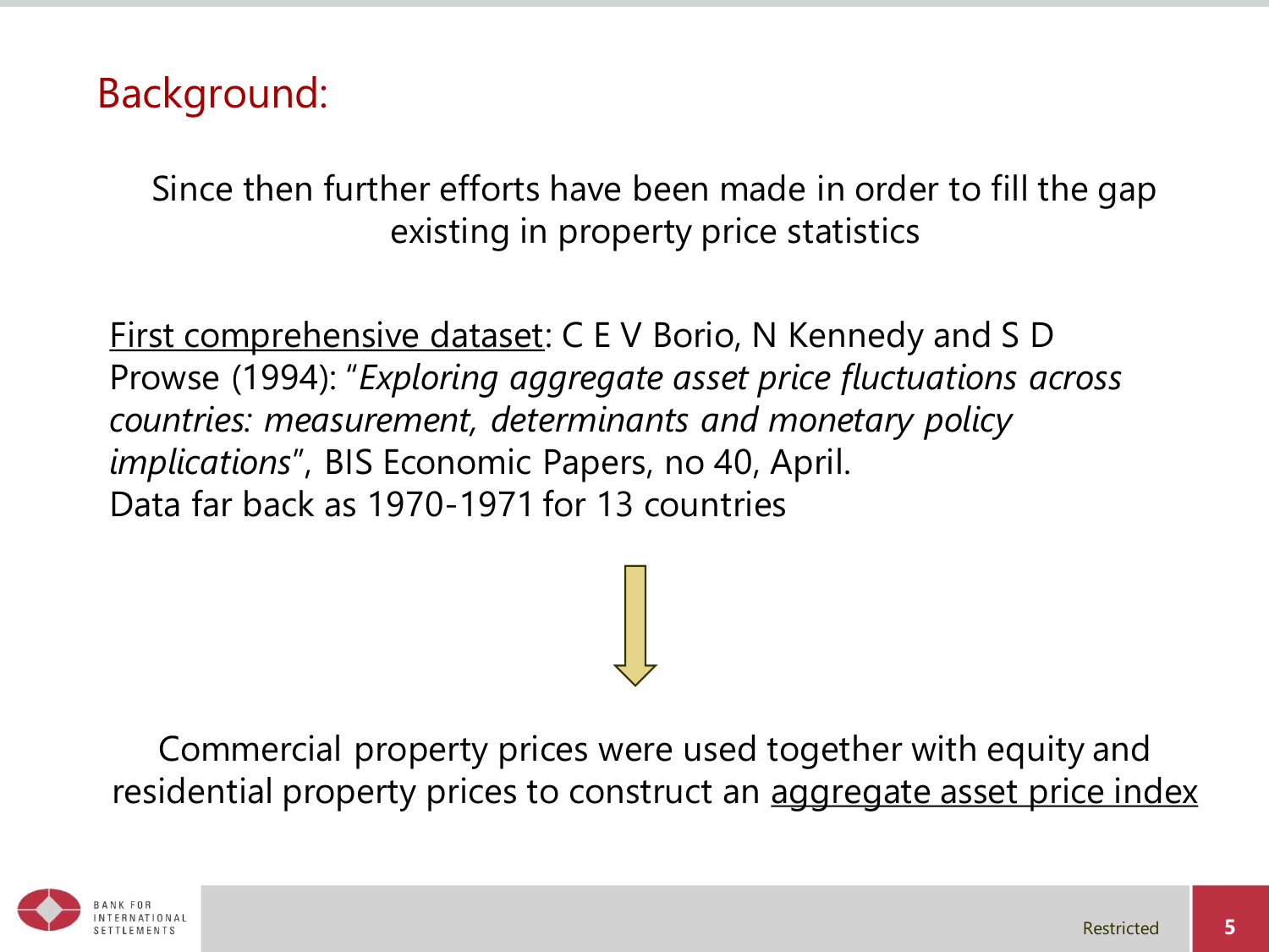## Background:

Since then further efforts have been made in order to fill the gap existing in property price statistics

First comprehensive dataset: C E V Borio, N Kennedy and S D Prowse (1994): "*Exploring aggregate asset price fluctuations across countries: measurement, determinants and monetary policy implications*", BIS Economic Papers, no 40, April.
Data far back as 1970-1971 for 13 countries

↓

Commercial property prices were used together with equity and residential property prices to construct an aggregate asset price index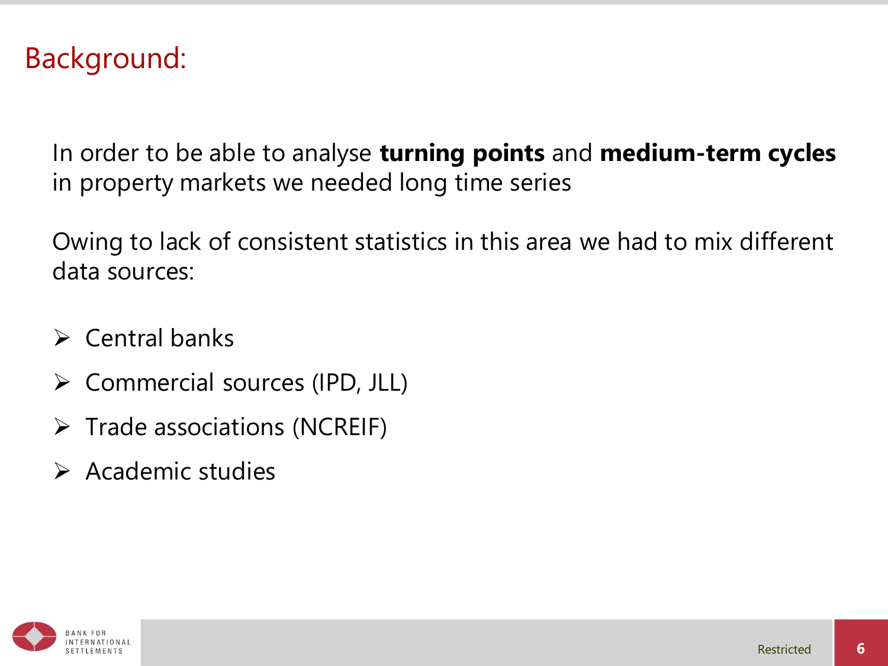# Background:

In order to be able to analyse **turning points** and **medium-term cycles** in property markets we needed long time series

Owing to lack of consistent statistics in this area we had to mix different data sources:

- Central banks
- Commercial sources (IPD, JLL)
- Trade associations (NCREIF)
- Academic studies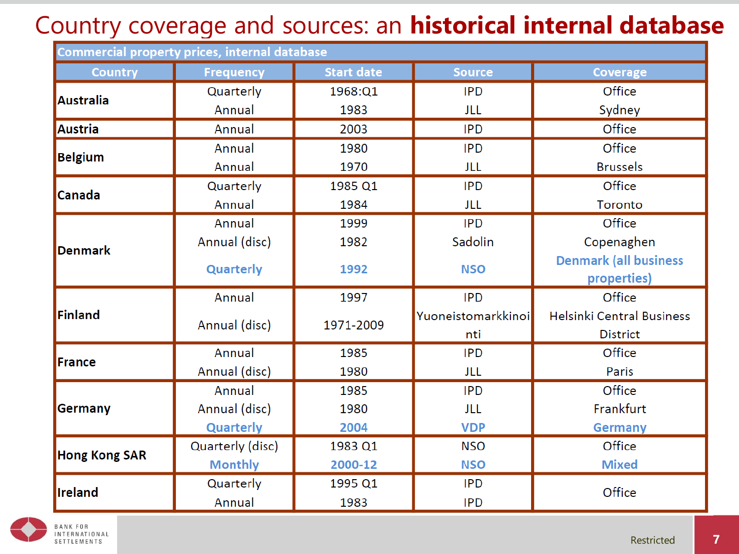# Country coverage and sources: an **historical internal database**

| Commercial property prices, internal database | | | | |
|---|---|---|---|---|
| **Country** | **Frequency** | **Start date** | **Source** | **Coverage** |
| **Australia** | Quarterly | 1968:Q1 | IPD | Office |
| | Annual | 1983 | JLL | Sydney |
| **Austria** | Annual | 2003 | IPD | Office |
| **Belgium** | Annual | 1980 | IPD | Office |
| | Annual | 1970 | JLL | Brussels |
| **Canada** | Quarterly | 1985 Q1 | IPD | Office |
| | Annual | 1984 | JLL | Toronto |
| **Denmark** | Annual | 1999 | IPD | Office |
| | Annual (disc) | 1982 | Sadolin | Copenaghen |
| | **Quarterly** | **1992** | **NSO** | **Denmark (all business properties)** |
| **Finland** | Annual | 1997 | IPD | Office |
| | Annual (disc) | 1971-2009 | Yuoneistomarkkinointi | Helsinki Central Business District |
| **France** | Annual | 1985 | IPD | Office |
| | Annual (disc) | 1980 | JLL | Paris |
| **Germany** | Annual | 1985 | IPD | Office |
| | Annual (disc) | 1980 | JLL | Frankfurt |
| | **Quarterly** | **2004** | **VDP** | **Germany** |
| **Hong Kong SAR** | Quarterly (disc) | 1983 Q1 | NSO | Office |
| | **Monthly** | **2000-12** | **NSO** | **Mixed** |
| **Ireland** | Quarterly | 1995 Q1 | IPD | Office |
| | Annual | 1983 | IPD | |

Restricted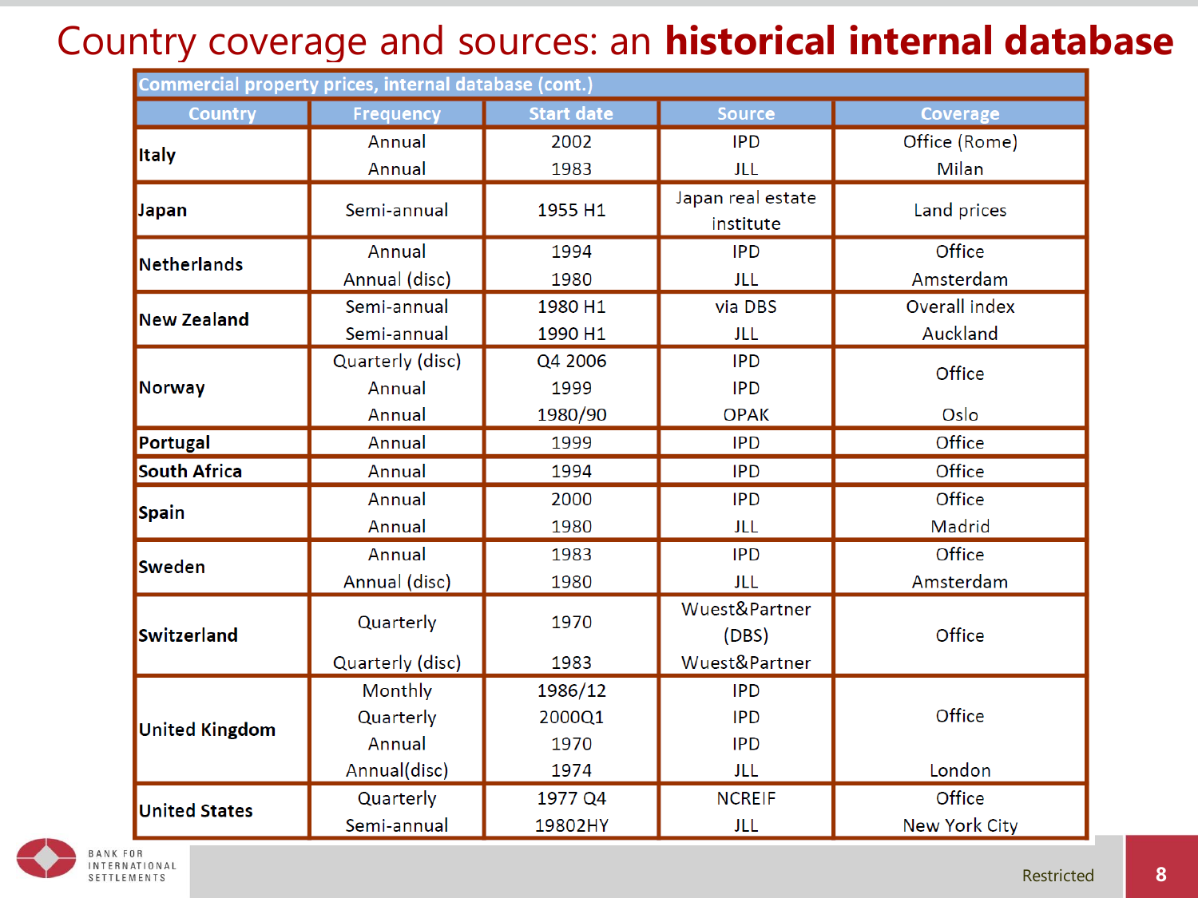# Country coverage and sources: an **historical internal database**

| Commercial property prices, internal database (cont.) | | | | |
|---|---|---|---|---|
| **Country** | **Frequency** | **Start date** | **Source** | **Coverage** |
| **Italy** | Annual | 2002 | IPD | Office (Rome) |
| | Annual | 1983 | JLL | Milan |
| **Japan** | Semi-annual | 1955 H1 | Japan real estate institute | Land prices |
| **Netherlands** | Annual | 1994 | IPD | Office |
| | Annual (disc) | 1980 | JLL | Amsterdam |
| **New Zealand** | Semi-annual | 1980 H1 | via DBS | Overall index |
| | Semi-annual | 1990 H1 | JLL | Auckland |
| **Norway** | Quarterly (disc) | Q4 2006 | IPD | Office |
| | Annual | 1999 | IPD | |
| | Annual | 1980/90 | OPAK | Oslo |
| **Portugal** | Annual | 1999 | IPD | Office |
| **South Africa** | Annual | 1994 | IPD | Office |
| **Spain** | Annual | 2000 | IPD | Office |
| | Annual | 1980 | JLL | Madrid |
| **Sweden** | Annual | 1983 | IPD | Office |
| | Annual (disc) | 1980 | JLL | Amsterdam |
| **Switzerland** | Quarterly | 1970 | Wuest&Partner (DBS) | Office |
| | Quarterly (disc) | 1983 | Wuest&Partner | |
| **United Kingdom** | Monthly | 1986/12 | IPD | Office |
| | Quarterly | 2000Q1 | IPD | |
| | Annual | 1970 | IPD | |
| | Annual(disc) | 1974 | JLL | London |
| **United States** | Quarterly | 1977 Q4 | NCREIF | Office |
| | Semi-annual | 19802HY | JLL | New York City |

Restricted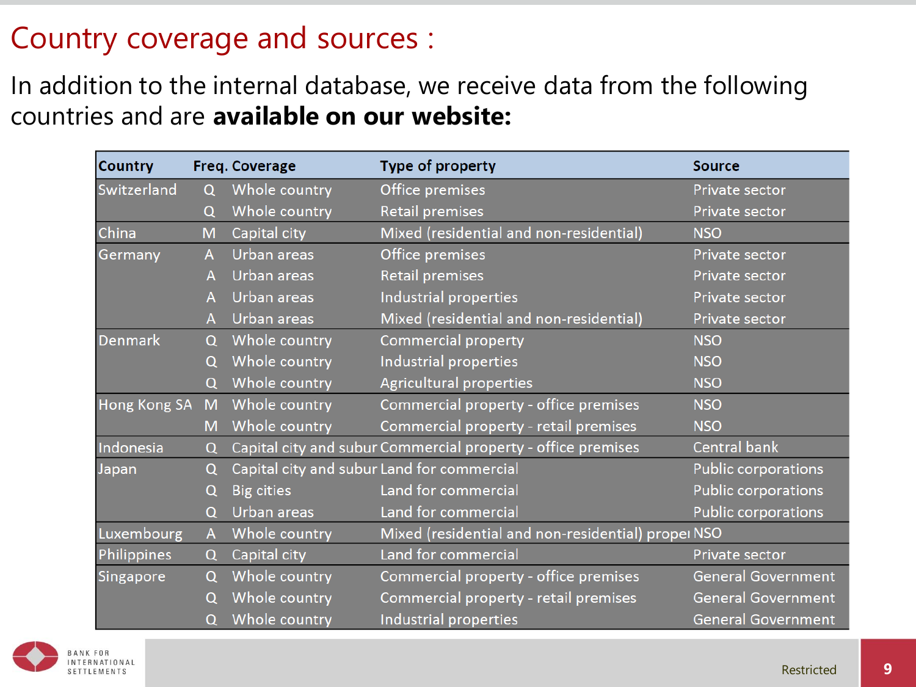# Country coverage and sources :

In addition to the internal database, we receive data from the following countries and are **available on our website:**

| Country | Freq. | Coverage | Type of property | Source |
|---|---|---|---|---|
| Switzerland | Q | Whole country | Office premises | Private sector |
| | Q | Whole country | Retail premises | Private sector |
| China | M | Capital city | Mixed (residential and non-residential) | NSO |
| Germany | A | Urban areas | Office premises | Private sector |
| | A | Urban areas | Retail premises | Private sector |
| | A | Urban areas | Industrial properties | Private sector |
| | A | Urban areas | Mixed (residential and non-residential) | Private sector |
| Denmark | Q | Whole country | Commercial property | NSO |
| | Q | Whole country | Industrial properties | NSO |
| | Q | Whole country | Agricultural properties | NSO |
| Hong Kong SA | M | Whole country | Commercial property - office premises | NSO |
| | M | Whole country | Commercial property - retail premises | NSO |
| Indonesia | Q | Capital city and subur | Commercial property - office premises | Central bank |
| Japan | Q | Capital city and subur | Land for commercial | Public corporations |
| | Q | Big cities | Land for commercial | Public corporations |
| | Q | Urban areas | Land for commercial | Public corporations |
| Luxembourg | A | Whole country | Mixed (residential and non-residential) propei | NSO |
| Philippines | Q | Capital city | Land for commercial | Private sector |
| Singapore | Q | Whole country | Commercial property - office premises | General Government |
| | Q | Whole country | Commercial property - retail premises | General Government |
| | Q | Whole country | Industrial properties | General Government |

BANK FOR INTERNATIONAL SETTLEMENTS

Restricted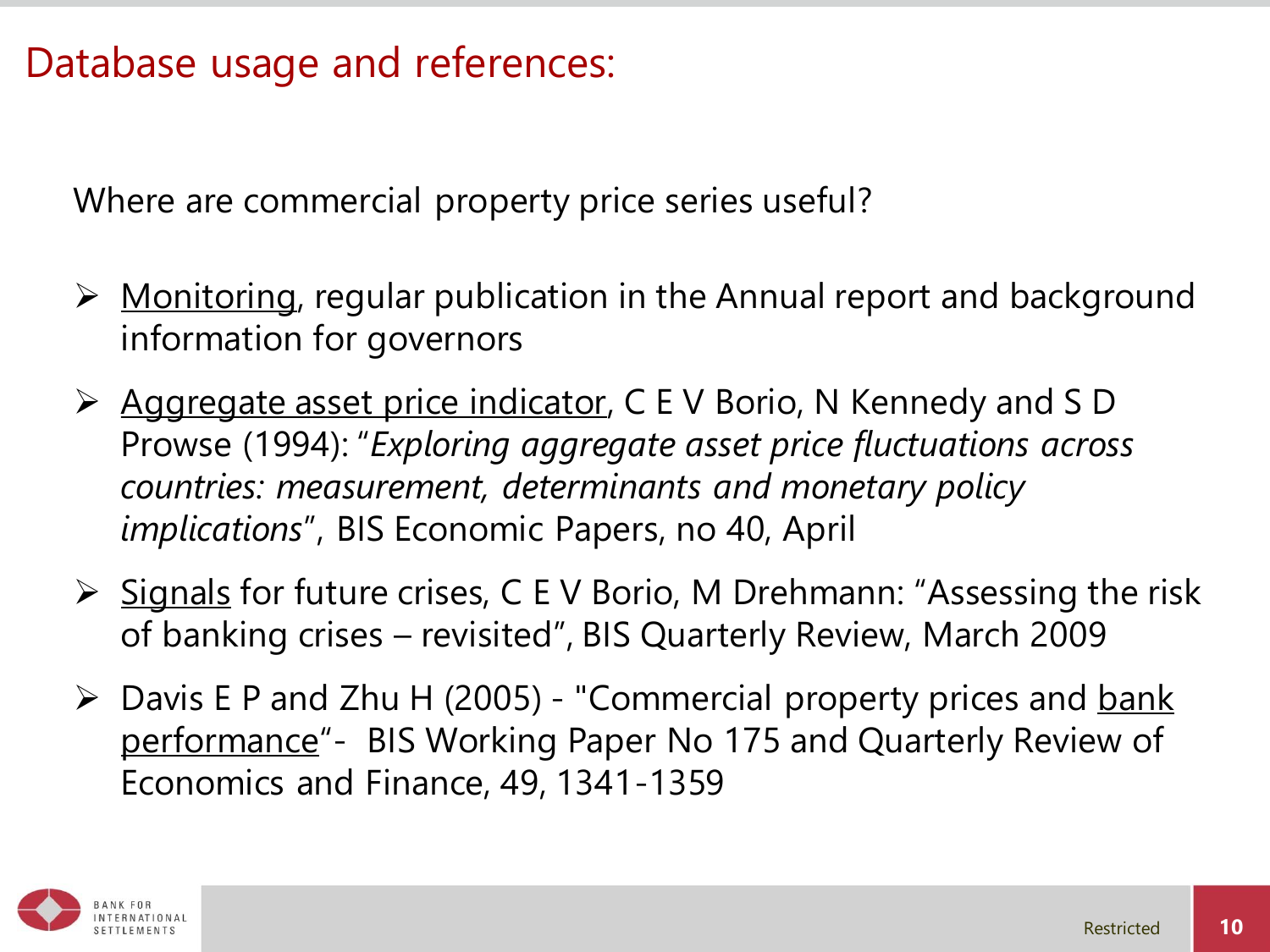# Database usage and references:

Where are commercial property price series useful?

- Monitoring, regular publication in the Annual report and background information for governors
- Aggregate asset price indicator, C E V Borio, N Kennedy and S D Prowse (1994): "*Exploring aggregate asset price fluctuations across countries: measurement, determinants and monetary policy implications*", BIS Economic Papers, no 40, April
- Signals for future crises, C E V Borio, M Drehmann: "Assessing the risk of banking crises – revisited", BIS Quarterly Review, March 2009
- Davis E P and Zhu H (2005) - "Commercial property prices and bank performance"- BIS Working Paper No 175 and Quarterly Review of Economics and Finance, 49, 1341-1359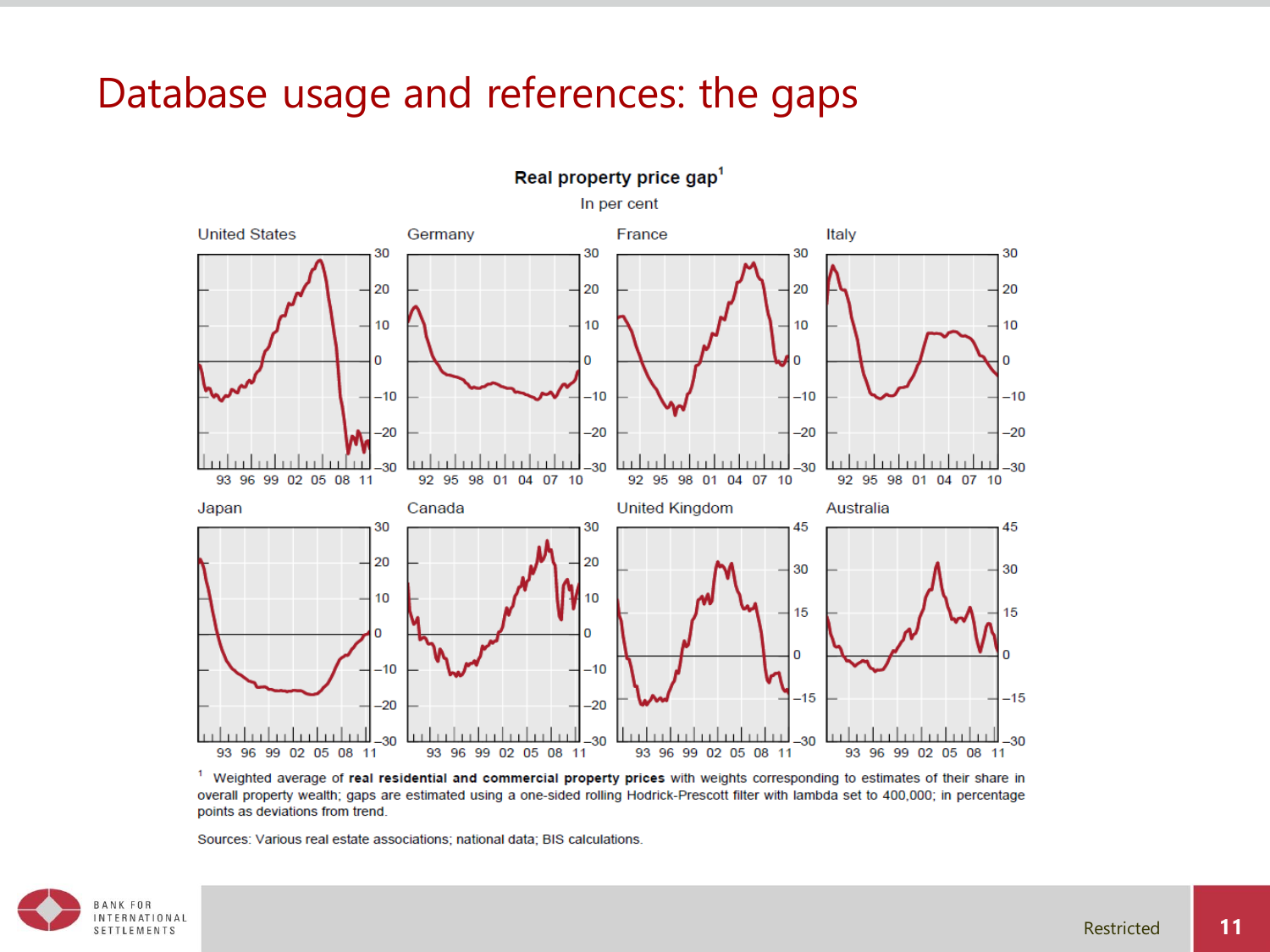# Database usage and references: the gaps

**Real property price gap**[1]

In per cent

United States | Germany | France | Italy

Japan | Canada | United Kingdom | Australia

[1] Weighted average of **real residential and commercial property prices** with weights corresponding to estimates of their share in overall property wealth; gaps are estimated using a one-sided rolling Hodrick-Prescott filter with lambda set to 400,000; in percentage points as deviations from trend.

Sources: Various real estate associations; national data; BIS calculations.

Restricted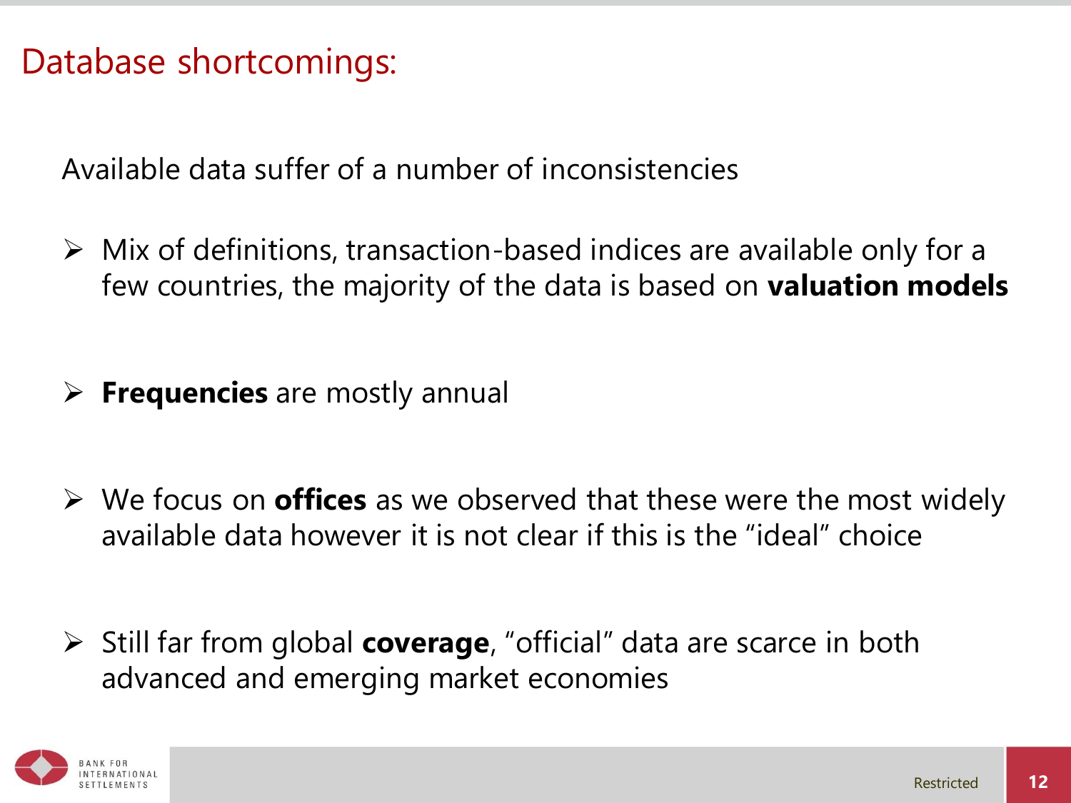# Database shortcomings:

Available data suffer of a number of inconsistencies

- Mix of definitions, transaction-based indices are available only for a few countries, the majority of the data is based on **valuation models**

- **Frequencies** are mostly annual

- We focus on **offices** as we observed that these were the most widely available data however it is not clear if this is the "ideal" choice

- Still far from global **coverage**, "official" data are scarce in both advanced and emerging market economies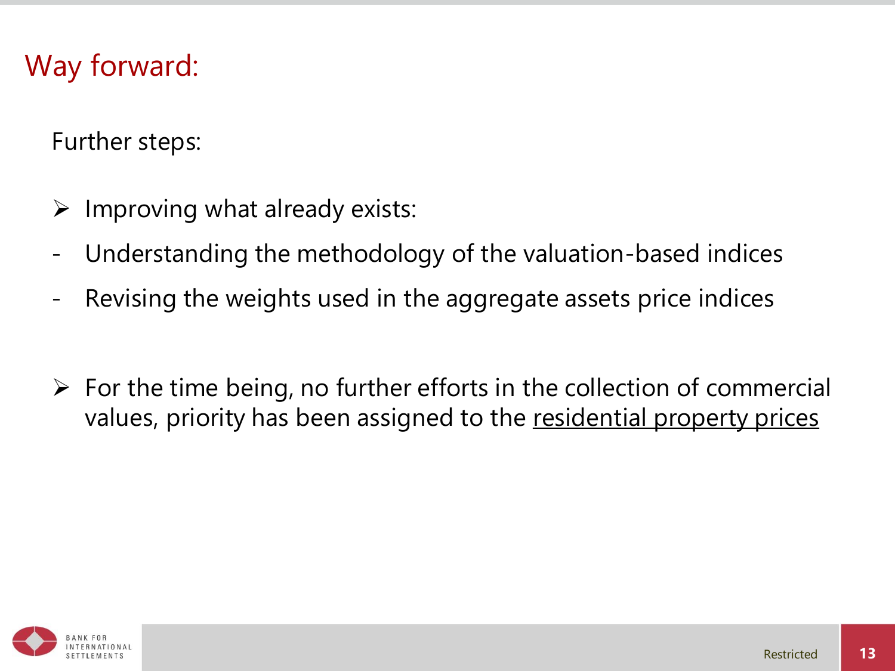# Way forward:

Further steps:

- Improving what already exists:
  - Understanding the methodology of the valuation-based indices
  - Revising the weights used in the aggregate assets price indices

- For the time being, no further efforts in the collection of commercial values, priority has been assigned to the <u>residential property prices</u>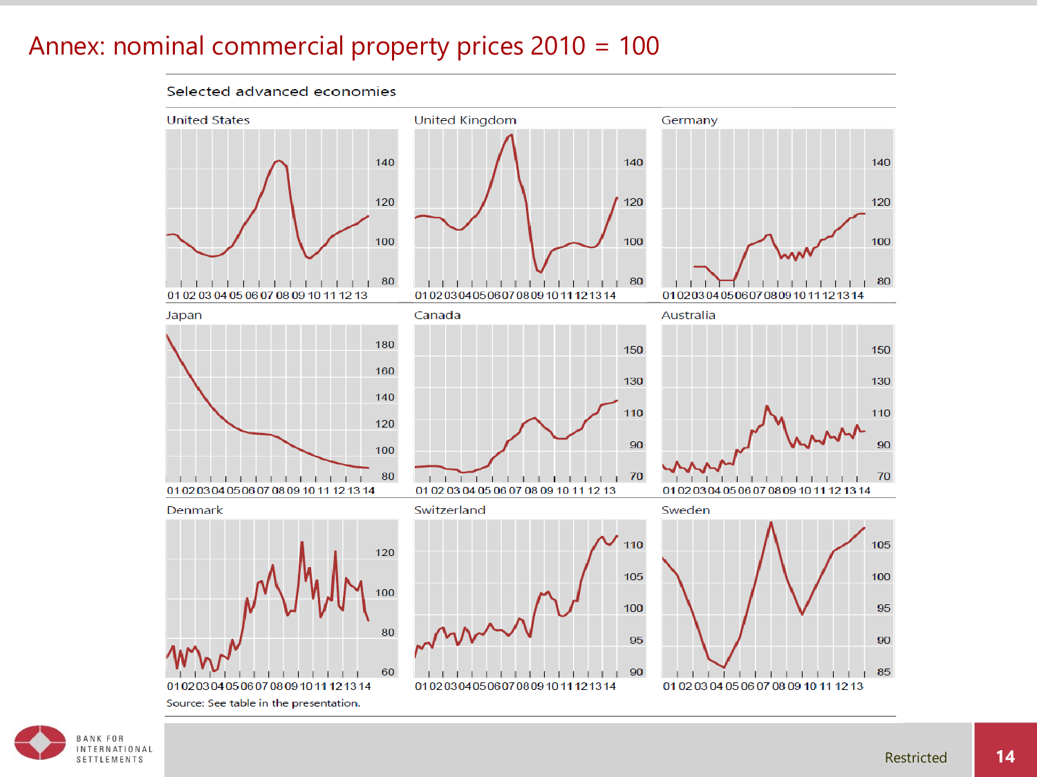# Annex: nominal commercial property prices 2010 = 100

Selected advanced economies

United States

United Kingdom

Germany

Japan

Canada

Australia

Denmark

Switzerland

Sweden

Source: See table in the presentation.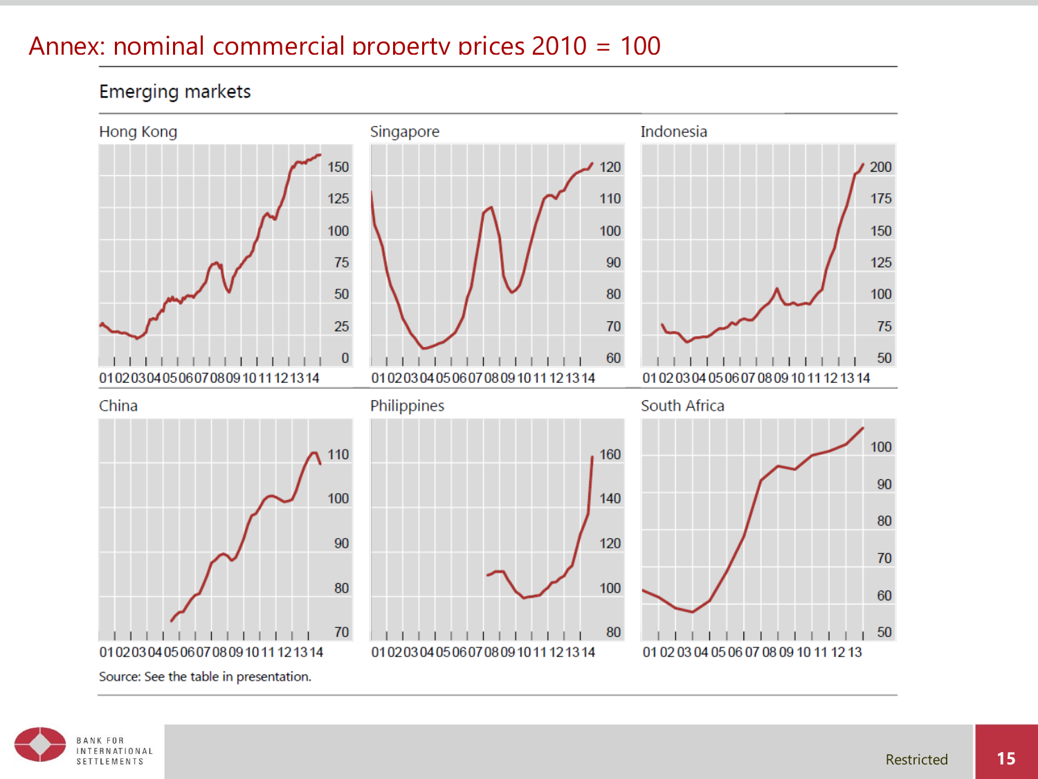# Annex: nominal commercial property prices 2010 = 100

## Emerging markets

Hong Kong

150
125
100
75
50
25
0

01 02 03 04 05 06 07 08 09 10 11 12 13 14

Singapore

120
110
100
90
80
70
60

01 02 03 04 05 06 07 08 09 10 11 12 13 14

Indonesia

200
175
150
125
100
75
50

01 02 03 04 05 06 07 08 09 10 11 12 13 14

China

110
100
90
80
70

01 02 03 04 05 06 07 08 09 10 11 12 13 14

Philippines

160
140
120
100
80

01 02 03 04 05 06 07 08 09 10 11 12 13 14

South Africa

100
90
80
70
60
50

01 02 03 04 05 06 07 08 09 10 11 12 13

Source: See the table in presentation.

Restricted